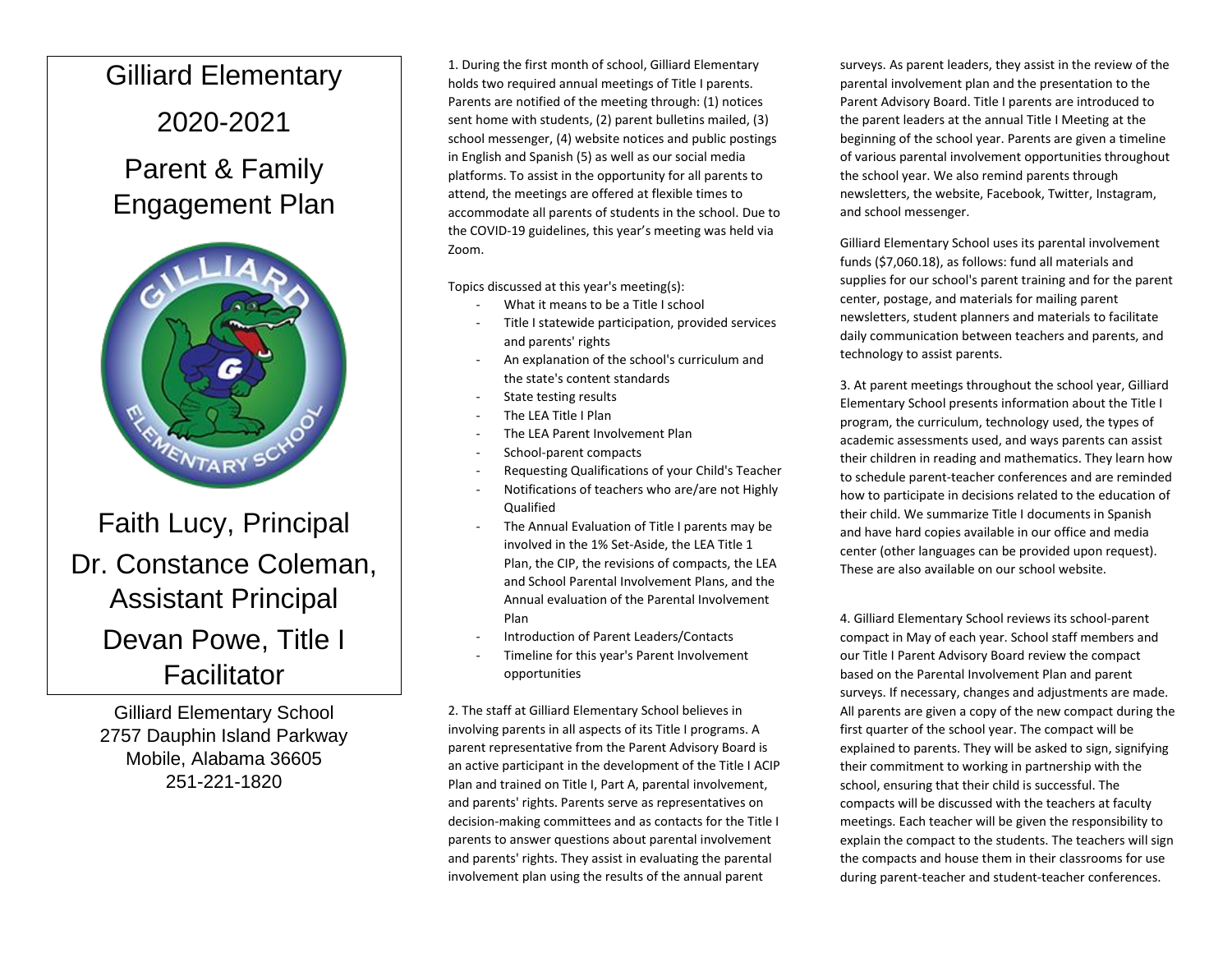# Gilliard Elementary

## 2020-2021

## Parent & Family Engagement Plan

Faith Lucy, Principal

Dr. Constance Coleman, Assistant Principal

Devan Powe, Title I Facilitator

Gilliard Elementary School
2757 Dauphin Island Parkway
Mobile, Alabama 36605
251-221-1820

1. During the first month of school, Gilliard Elementary holds two required annual meetings of Title I parents. Parents are notified of the meeting through: (1) notices sent home with students, (2) parent bulletins mailed, (3) school messenger, (4) website notices and public postings in English and Spanish (5) as well as our social media platforms. To assist in the opportunity for all parents to attend, the meetings are offered at flexible times to accommodate all parents of students in the school. Due to the COVID-19 guidelines, this year's meeting was held via Zoom.

Topics discussed at this year's meeting(s):

- What it means to be a Title I school
- Title I statewide participation, provided services and parents' rights
- An explanation of the school's curriculum and the state's content standards
- State testing results
- The LEA Title I Plan
- The LEA Parent Involvement Plan
- School-parent compacts
- Requesting Qualifications of your Child's Teacher
- Notifications of teachers who are/are not Highly Qualified
- The Annual Evaluation of Title I parents may be involved in the 1% Set-Aside, the LEA Title 1 Plan, the CIP, the revisions of compacts, the LEA and School Parental Involvement Plans, and the Annual evaluation of the Parental Involvement Plan
- Introduction of Parent Leaders/Contacts
- Timeline for this year's Parent Involvement opportunities

2. The staff at Gilliard Elementary School believes in involving parents in all aspects of its Title I programs. A parent representative from the Parent Advisory Board is an active participant in the development of the Title I ACIP Plan and trained on Title I, Part A, parental involvement, and parents' rights. Parents serve as representatives on decision-making committees and as contacts for the Title I parents to answer questions about parental involvement and parents' rights. They assist in evaluating the parental involvement plan using the results of the annual parent surveys. As parent leaders, they assist in the review of the parental involvement plan and the presentation to the Parent Advisory Board. Title I parents are introduced to the parent leaders at the annual Title I Meeting at the beginning of the school year. Parents are given a timeline of various parental involvement opportunities throughout the school year. We also remind parents through newsletters, the website, Facebook, Twitter, Instagram, and school messenger.

Gilliard Elementary School uses its parental involvement funds ($7,060.18), as follows: fund all materials and supplies for our school's parent training and for the parent center, postage, and materials for mailing parent newsletters, student planners and materials to facilitate daily communication between teachers and parents, and technology to assist parents.

3. At parent meetings throughout the school year, Gilliard Elementary School presents information about the Title I program, the curriculum, technology used, the types of academic assessments used, and ways parents can assist their children in reading and mathematics. They learn how to schedule parent-teacher conferences and are reminded how to participate in decisions related to the education of their child. We summarize Title I documents in Spanish and have hard copies available in our office and media center (other languages can be provided upon request). These are also available on our school website.

4. Gilliard Elementary School reviews its school-parent compact in May of each year. School staff members and our Title I Parent Advisory Board review the compact based on the Parental Involvement Plan and parent surveys. If necessary, changes and adjustments are made. All parents are given a copy of the new compact during the first quarter of the school year. The compact will be explained to parents. They will be asked to sign, signifying their commitment to working in partnership with the school, ensuring that their child is successful. The compacts will be discussed with the teachers at faculty meetings. Each teacher will be given the responsibility to explain the compact to the students. The teachers will sign the compacts and house them in their classrooms for use during parent-teacher and student-teacher conferences.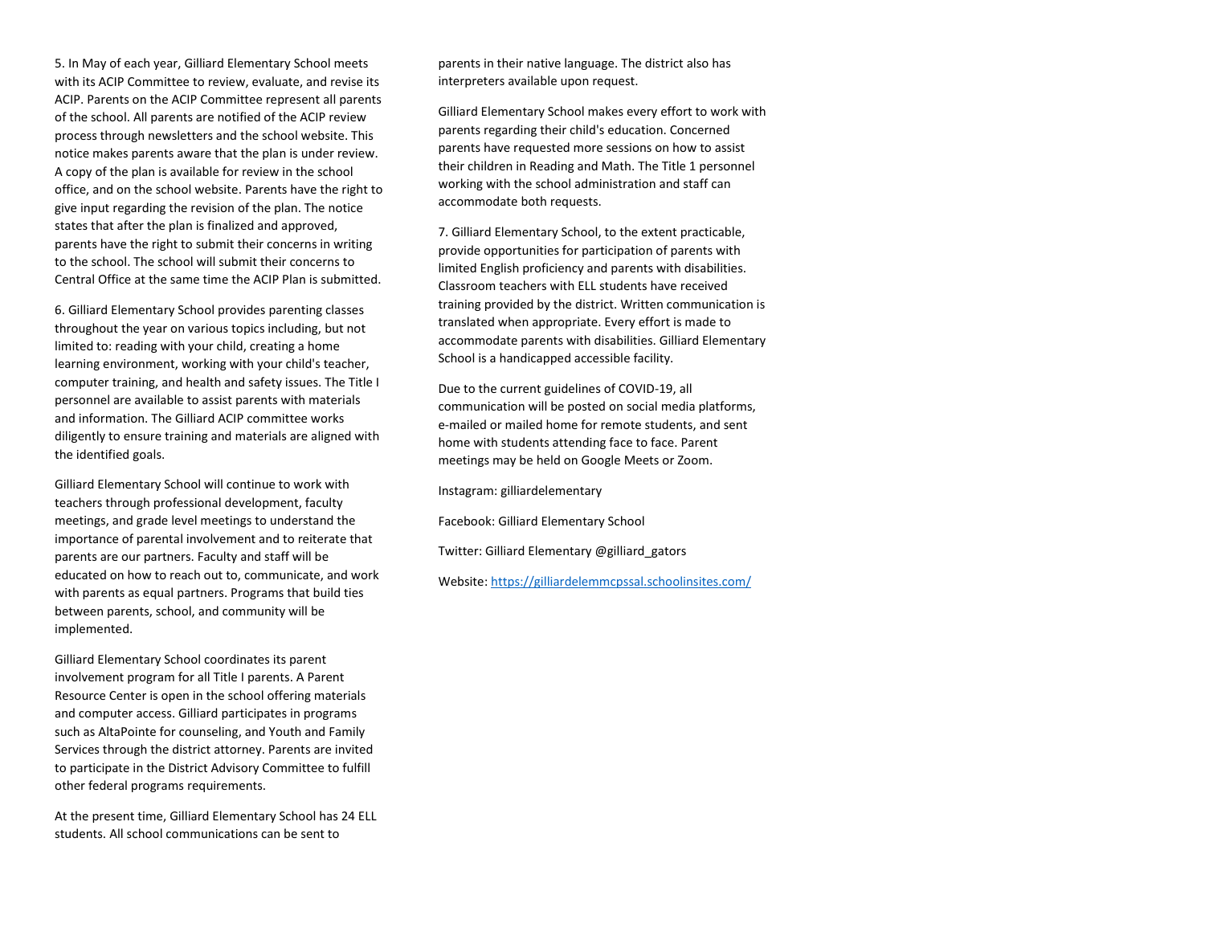5. In May of each year, Gilliard Elementary School meets with its ACIP Committee to review, evaluate, and revise its ACIP. Parents on the ACIP Committee represent all parents of the school. All parents are notified of the ACIP review process through newsletters and the school website. This notice makes parents aware that the plan is under review. A copy of the plan is available for review in the school office, and on the school website. Parents have the right to give input regarding the revision of the plan. The notice states that after the plan is finalized and approved, parents have the right to submit their concerns in writing to the school. The school will submit their concerns to Central Office at the same time the ACIP Plan is submitted.

6. Gilliard Elementary School provides parenting classes throughout the year on various topics including, but not limited to: reading with your child, creating a home learning environment, working with your child's teacher, computer training, and health and safety issues. The Title I personnel are available to assist parents with materials and information. The Gilliard ACIP committee works diligently to ensure training and materials are aligned with the identified goals.

Gilliard Elementary School will continue to work with teachers through professional development, faculty meetings, and grade level meetings to understand the importance of parental involvement and to reiterate that parents are our partners. Faculty and staff will be educated on how to reach out to, communicate, and work with parents as equal partners. Programs that build ties between parents, school, and community will be implemented.

Gilliard Elementary School coordinates its parent involvement program for all Title I parents. A Parent Resource Center is open in the school offering materials and computer access. Gilliard participates in programs such as AltaPointe for counseling, and Youth and Family Services through the district attorney. Parents are invited to participate in the District Advisory Committee to fulfill other federal programs requirements.

At the present time, Gilliard Elementary School has 24 ELL students. All school communications can be sent to parents in their native language. The district also has interpreters available upon request.

Gilliard Elementary School makes every effort to work with parents regarding their child's education. Concerned parents have requested more sessions on how to assist their children in Reading and Math. The Title 1 personnel working with the school administration and staff can accommodate both requests.

7. Gilliard Elementary School, to the extent practicable, provide opportunities for participation of parents with limited English proficiency and parents with disabilities. Classroom teachers with ELL students have received training provided by the district. Written communication is translated when appropriate. Every effort is made to accommodate parents with disabilities. Gilliard Elementary School is a handicapped accessible facility.

Due to the current guidelines of COVID-19, all communication will be posted on social media platforms, e-mailed or mailed home for remote students, and sent home with students attending face to face. Parent meetings may be held on Google Meets or Zoom.

Instagram: gilliardelementary

Facebook: Gilliard Elementary School

Twitter: Gilliard Elementary @gilliard_gators

Website: https://gilliardelemmcpssal.schoolinsites.com/